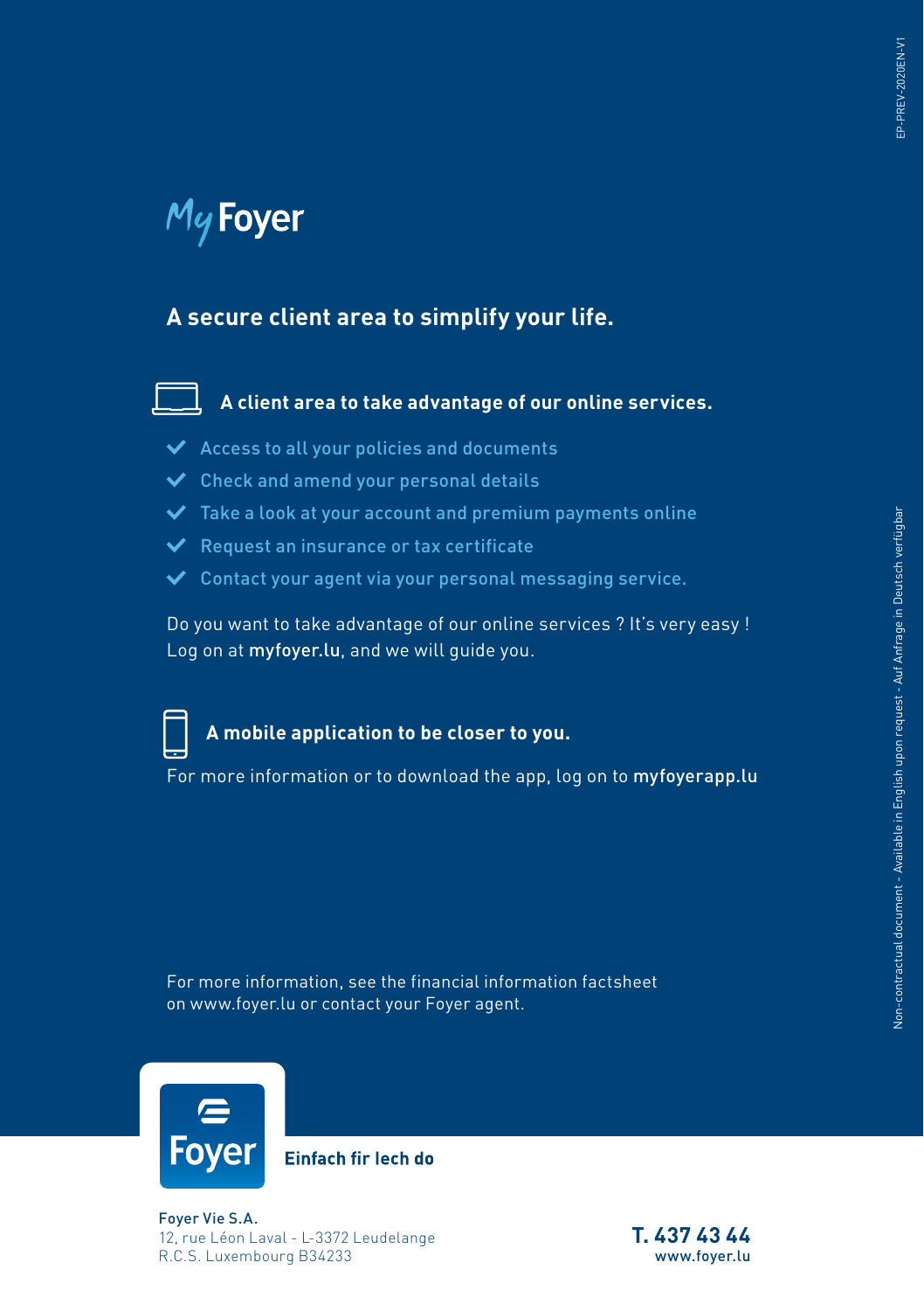EP-PREV-2020EN-V1

# MyFoyer

## A secure client area to simplify your life.

### A client area to take advantage of our online services.

- Access to all your policies and documents
- Check and amend your personal details
- Take a look at your account and premium payments online
- Request an insurance or tax certificate
- Contact your agent via your personal messaging service.

Do you want to take advantage of our online services ? It's very easy ! Log on at **myfoyer.lu**, and we will guide you.

### A mobile application to be closer to you.

For more information or to download the app, log on to **myfoyerapp.lu**

For more information, see the financial information factsheet on www.foyer.lu or contact your Foyer agent.

Non-contractual document - Available in English upon request - Auf Anfrage in Deutsch verfügbar

Foyer

**Einfach fir Iech do**

Foyer Vie S.A.
12, rue Léon Laval - L-3372 Leudelange
R.C.S. Luxembourg B34233

**T. 437 43 44**
www.foyer.lu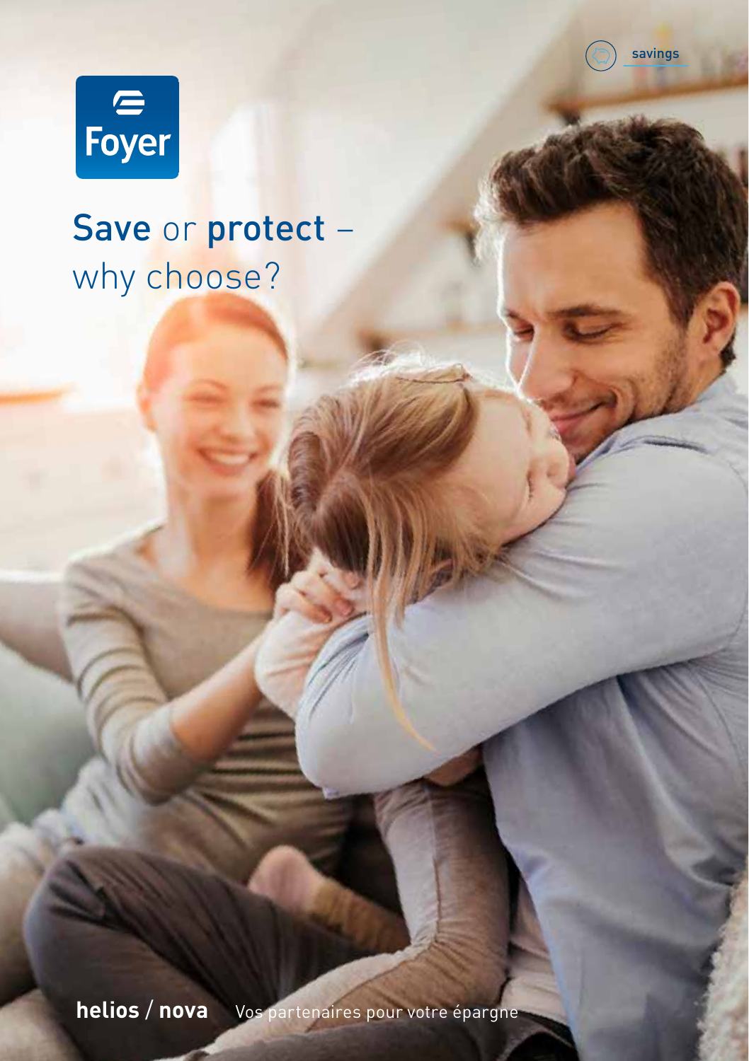savings

Foyer

# **Save** or **protect** – why choose?

**helios** / **nova** Vos partenaires pour votre épargne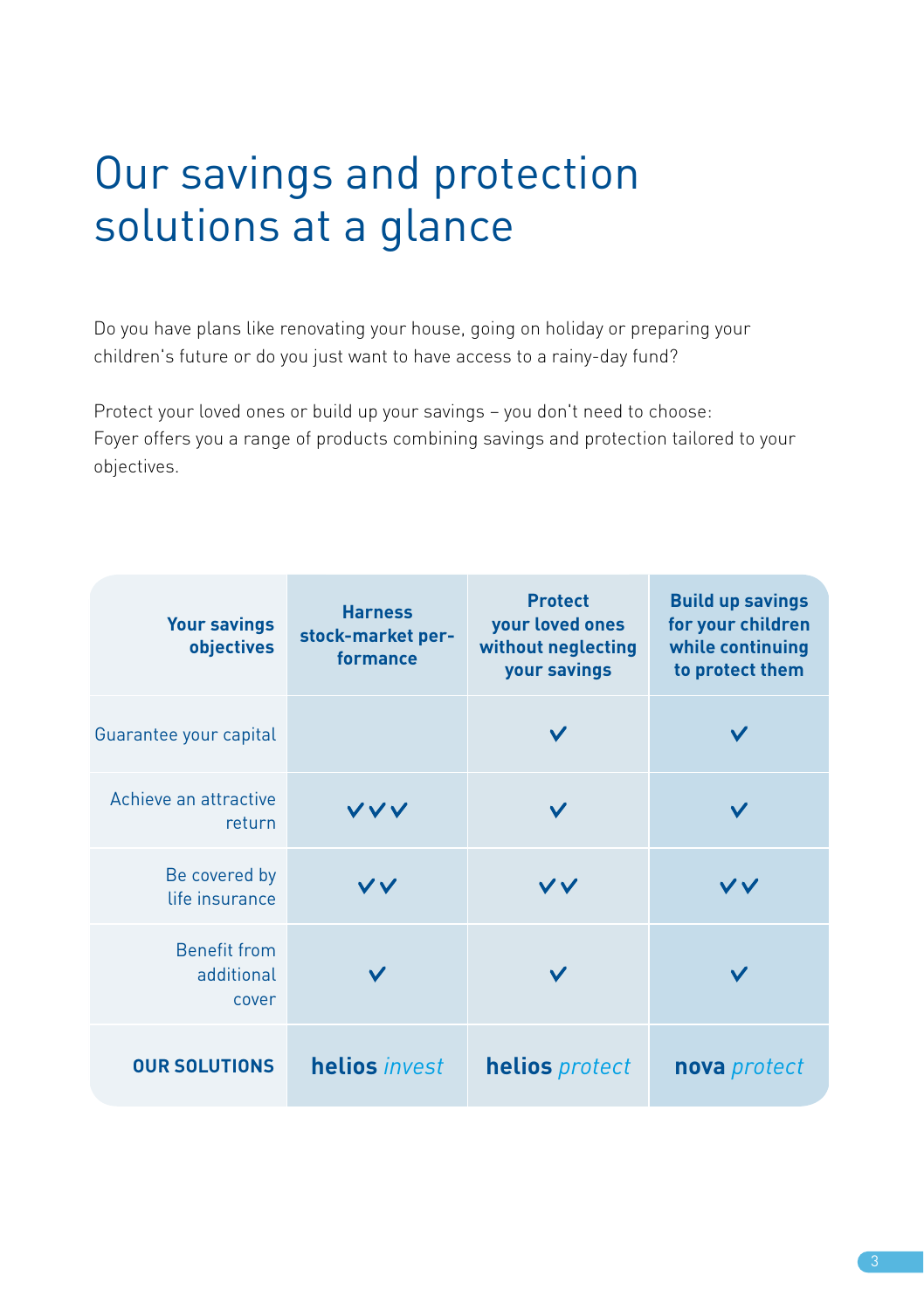# Our savings and protection solutions at a glance

Do you have plans like renovating your house, going on holiday or preparing your children's future or do you just want to have access to a rainy-day fund?

Protect your loved ones or build up your savings – you don't need to choose: Foyer offers you a range of products combining savings and protection tailored to your objectives.

| Your savings objectives | Harness stock-market performance | Protect your loved ones without neglecting your savings | Build up savings for your children while continuing to protect them |
|---|---|---|---|
| Guarantee your capital | | ✓ | ✓ |
| Achieve an attractive return | ✓✓✓ | ✓ | ✓ |
| Be covered by life insurance | ✓✓ | ✓✓ | ✓✓ |
| Benefit from additional cover | ✓ | ✓ | ✓ |
| **OUR SOLUTIONS** | **helios** *invest* | **helios** *protect* | **nova** *protect* |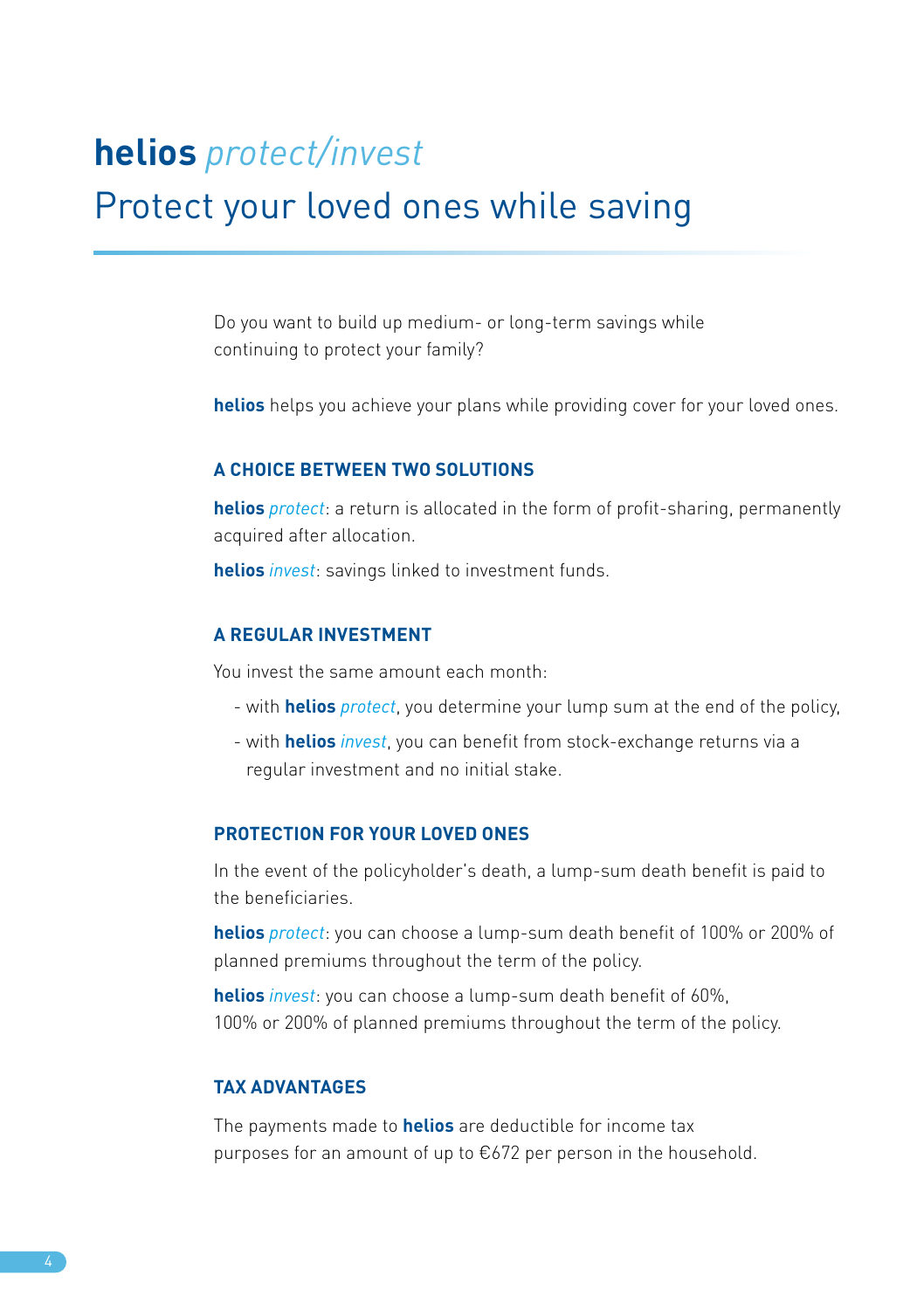# **helios** *protect/invest*

## Protect your loved ones while saving

Do you want to build up medium- or long-term savings while continuing to protect your family?

**helios** helps you achieve your plans while providing cover for your loved ones.

### A CHOICE BETWEEN TWO SOLUTIONS

**helios** *protect*: a return is allocated in the form of profit-sharing, permanently acquired after allocation.

**helios** *invest*: savings linked to investment funds.

### A REGULAR INVESTMENT

You invest the same amount each month:

- with **helios** *protect*, you determine your lump sum at the end of the policy,
- with **helios** *invest*, you can benefit from stock-exchange returns via a regular investment and no initial stake.

### PROTECTION FOR YOUR LOVED ONES

In the event of the policyholder's death, a lump-sum death benefit is paid to the beneficiaries.

**helios** *protect*: you can choose a lump-sum death benefit of 100% or 200% of planned premiums throughout the term of the policy.

**helios** *invest*: you can choose a lump-sum death benefit of 60%, 100% or 200% of planned premiums throughout the term of the policy.

### TAX ADVANTAGES

The payments made to **helios** are deductible for income tax purposes for an amount of up to €672 per person in the household.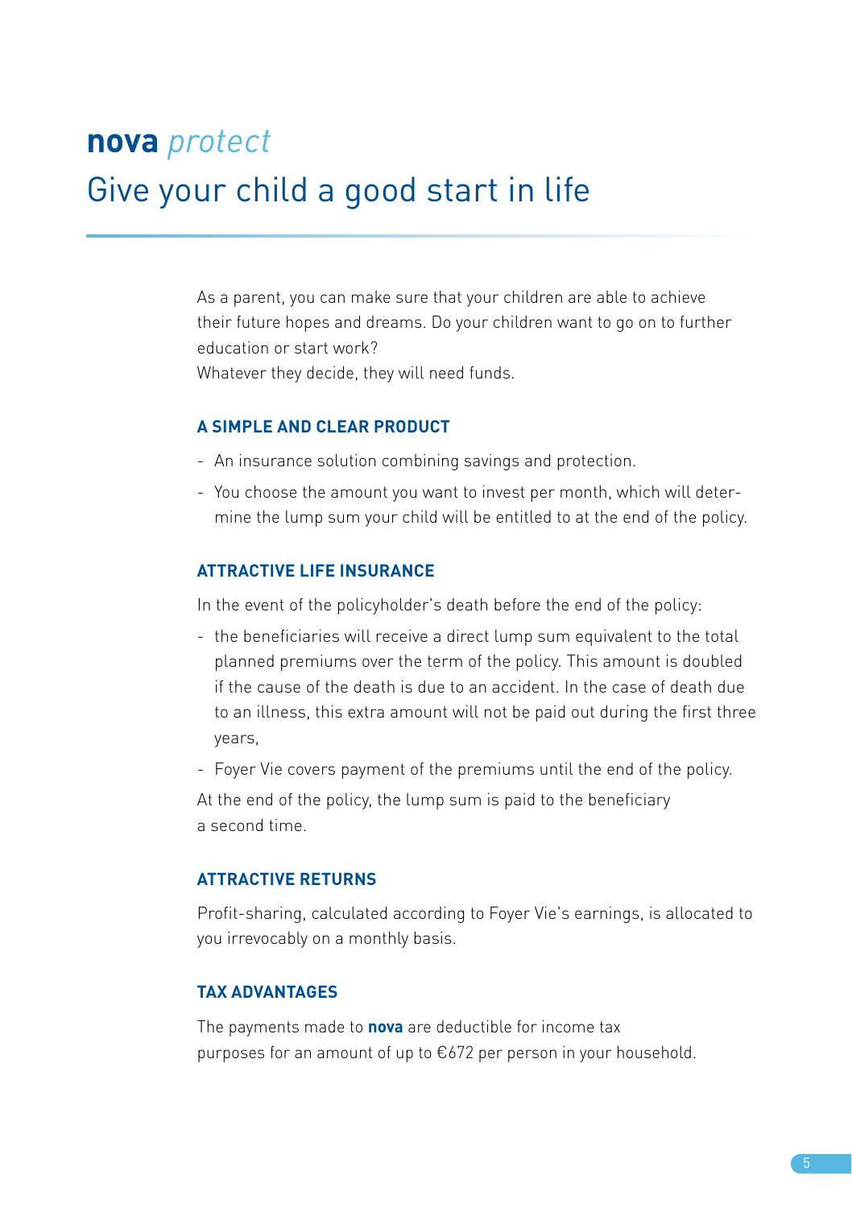# **nova** *protect*
## Give your child a good start in life

As a parent, you can make sure that your children are able to achieve their future hopes and dreams. Do your children want to go on to further education or start work?
Whatever they decide, they will need funds.

### A SIMPLE AND CLEAR PRODUCT

- An insurance solution combining savings and protection.
- You choose the amount you want to invest per month, which will determine the lump sum your child will be entitled to at the end of the policy.

### ATTRACTIVE LIFE INSURANCE

In the event of the policyholder's death before the end of the policy:

- the beneficiaries will receive a direct lump sum equivalent to the total planned premiums over the term of the policy. This amount is doubled if the cause of the death is due to an accident. In the case of death due to an illness, this extra amount will not be paid out during the first three years,
- Foyer Vie covers payment of the premiums until the end of the policy.

At the end of the policy, the lump sum is paid to the beneficiary a second time.

### ATTRACTIVE RETURNS

Profit-sharing, calculated according to Foyer Vie's earnings, is allocated to you irrevocably on a monthly basis.

### TAX ADVANTAGES

The payments made to **nova** are deductible for income tax purposes for an amount of up to €672 per person in your household.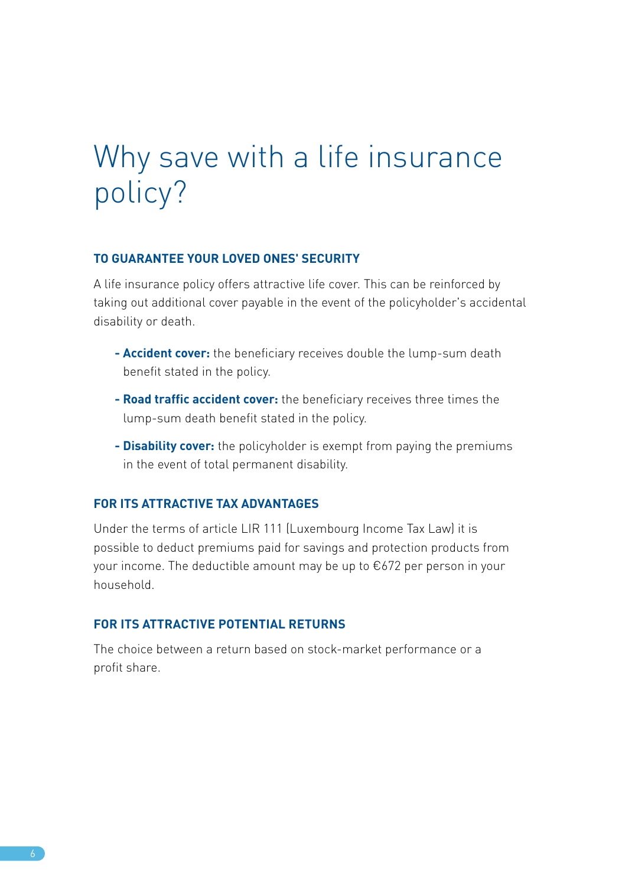# Why save with a life insurance policy?

### TO GUARANTEE YOUR LOVED ONES' SECURITY

A life insurance policy offers attractive life cover. This can be reinforced by taking out additional cover payable in the event of the policyholder's accidental disability or death.

- **Accident cover:** the beneficiary receives double the lump-sum death benefit stated in the policy.
- **Road traffic accident cover:** the beneficiary receives three times the lump-sum death benefit stated in the policy.
- **Disability cover:** the policyholder is exempt from paying the premiums in the event of total permanent disability.

### FOR ITS ATTRACTIVE TAX ADVANTAGES

Under the terms of article LIR 111 (Luxembourg Income Tax Law) it is possible to deduct premiums paid for savings and protection products from your income. The deductible amount may be up to €672 per person in your household.

### FOR ITS ATTRACTIVE POTENTIAL RETURNS

The choice between a return based on stock-market performance or a profit share.